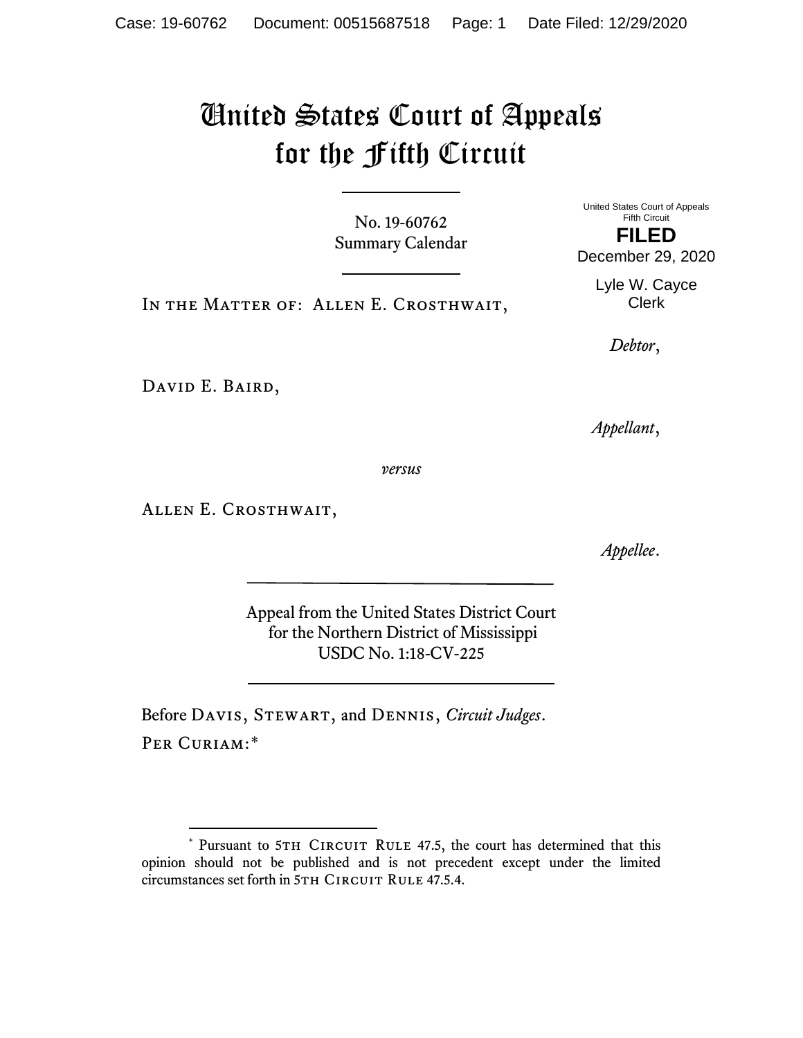# United States Court of Appeals for the Fifth Circuit

No. 19-60762
Summary Calendar

United States Court of Appeals
Fifth Circuit
**FILED**
December 29, 2020

Lyle W. Cayce
Clerk

In the Matter of: Allen E. Crosthwait,

*Debtor*,

David E. Baird,

*Appellant*,

*versus*

Allen E. Crosthwait,

*Appellee*.

Appeal from the United States District Court
for the Northern District of Mississippi
USDC No. 1:18-CV-225

Before Davis, Stewart, and Dennis, *Circuit Judges*.

Per Curiam:*

---

* Pursuant to 5th Circuit Rule 47.5, the court has determined that this opinion should not be published and is not precedent except under the limited circumstances set forth in 5th Circuit Rule 47.5.4.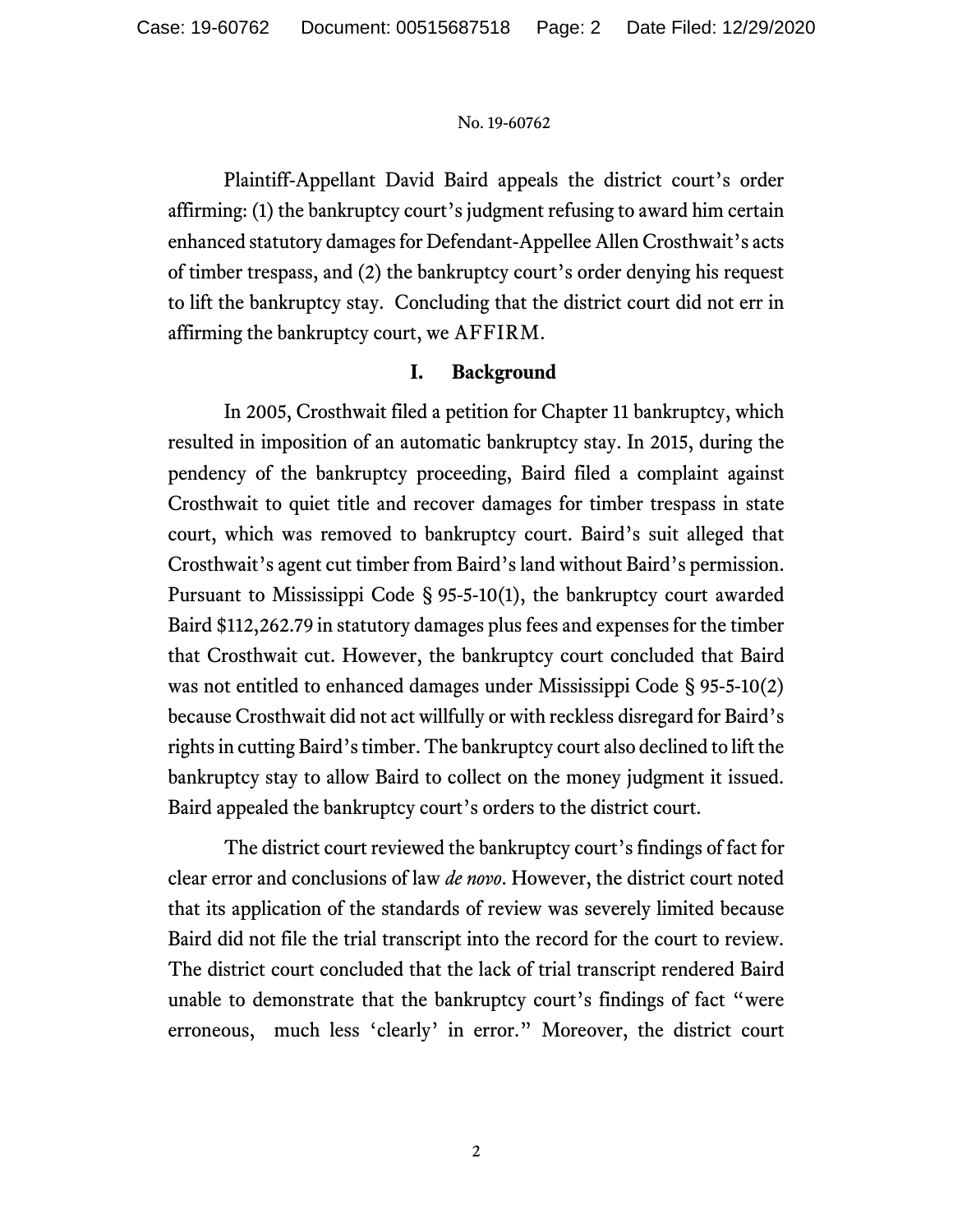Plaintiff-Appellant David Baird appeals the district court's order affirming: (1) the bankruptcy court's judgment refusing to award him certain enhanced statutory damages for Defendant-Appellee Allen Crosthwait's acts of timber trespass, and (2) the bankruptcy court's order denying his request to lift the bankruptcy stay. Concluding that the district court did not err in affirming the bankruptcy court, we AFFIRM.

## I. Background

In 2005, Crosthwait filed a petition for Chapter 11 bankruptcy, which resulted in imposition of an automatic bankruptcy stay. In 2015, during the pendency of the bankruptcy proceeding, Baird filed a complaint against Crosthwait to quiet title and recover damages for timber trespass in state court, which was removed to bankruptcy court. Baird's suit alleged that Crosthwait's agent cut timber from Baird's land without Baird's permission. Pursuant to Mississippi Code § 95-5-10(1), the bankruptcy court awarded Baird $112,262.79 in statutory damages plus fees and expenses for the timber that Crosthwait cut. However, the bankruptcy court concluded that Baird was not entitled to enhanced damages under Mississippi Code § 95-5-10(2) because Crosthwait did not act willfully or with reckless disregard for Baird's rights in cutting Baird's timber. The bankruptcy court also declined to lift the bankruptcy stay to allow Baird to collect on the money judgment it issued. Baird appealed the bankruptcy court's orders to the district court.

The district court reviewed the bankruptcy court's findings of fact for clear error and conclusions of law *de novo*. However, the district court noted that its application of the standards of review was severely limited because Baird did not file the trial transcript into the record for the court to review. The district court concluded that the lack of trial transcript rendered Baird unable to demonstrate that the bankruptcy court's findings of fact "were erroneous, much less 'clearly' in error." Moreover, the district court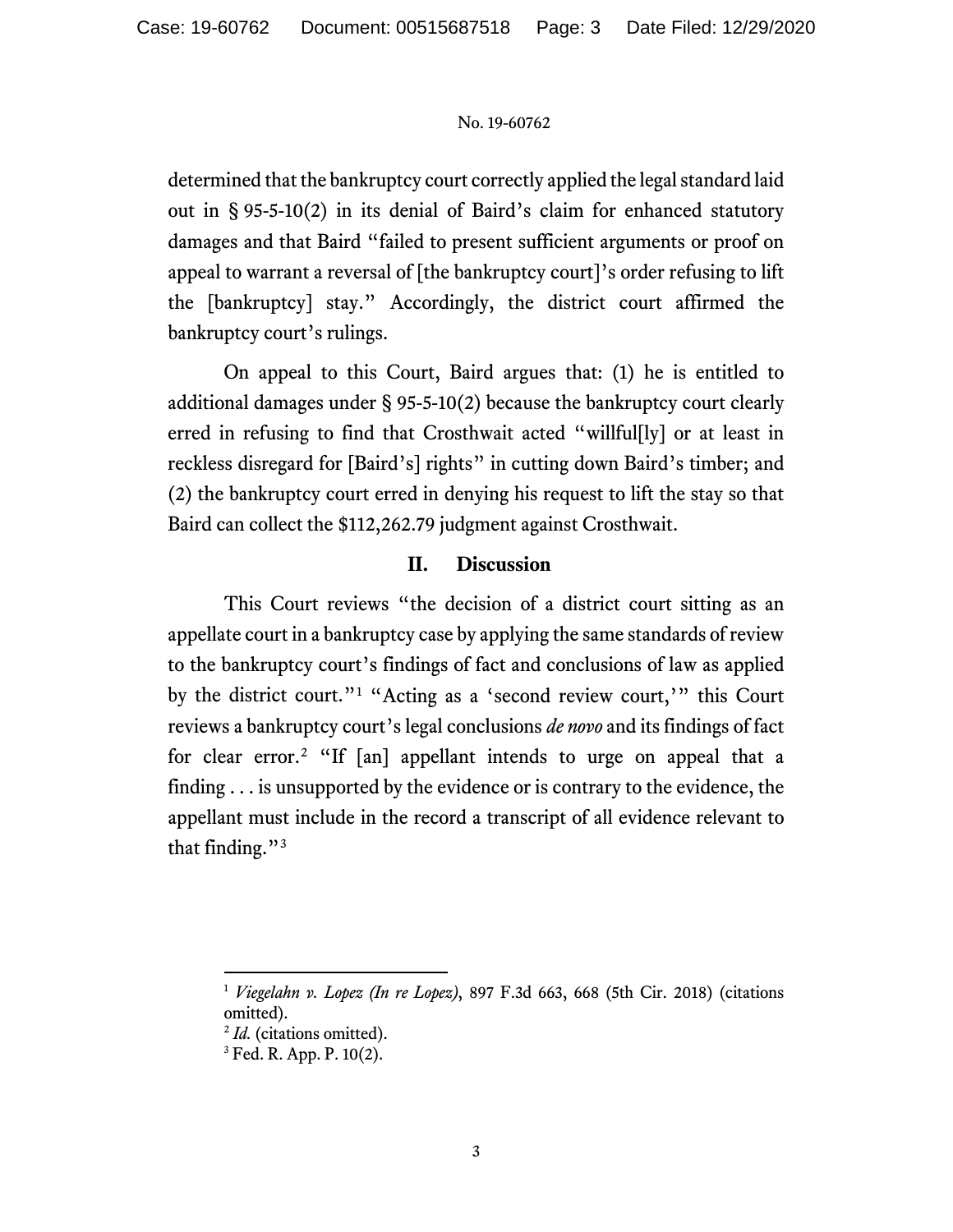determined that the bankruptcy court correctly applied the legal standard laid out in § 95-5-10(2) in its denial of Baird's claim for enhanced statutory damages and that Baird "failed to present sufficient arguments or proof on appeal to warrant a reversal of [the bankruptcy court]'s order refusing to lift the [bankruptcy] stay." Accordingly, the district court affirmed the bankruptcy court's rulings.

On appeal to this Court, Baird argues that: (1) he is entitled to additional damages under § 95-5-10(2) because the bankruptcy court clearly erred in refusing to find that Crosthwait acted "willful[ly] or at least in reckless disregard for [Baird's] rights" in cutting down Baird's timber; and (2) the bankruptcy court erred in denying his request to lift the stay so that Baird can collect the $112,262.79 judgment against Crosthwait.

## II. Discussion

This Court reviews "the decision of a district court sitting as an appellate court in a bankruptcy case by applying the same standards of review to the bankruptcy court's findings of fact and conclusions of law as applied by the district court."[1] "Acting as a 'second review court,'" this Court reviews a bankruptcy court's legal conclusions *de novo* and its findings of fact for clear error.[2] "If [an] appellant intends to urge on appeal that a finding . . . is unsupported by the evidence or is contrary to the evidence, the appellant must include in the record a transcript of all evidence relevant to that finding."[3]

---

[1] *Viegelahn v. Lopez (In re Lopez)*, 897 F.3d 663, 668 (5th Cir. 2018) (citations omitted).

[2] *Id.* (citations omitted).

[3] Fed. R. App. P. 10(2).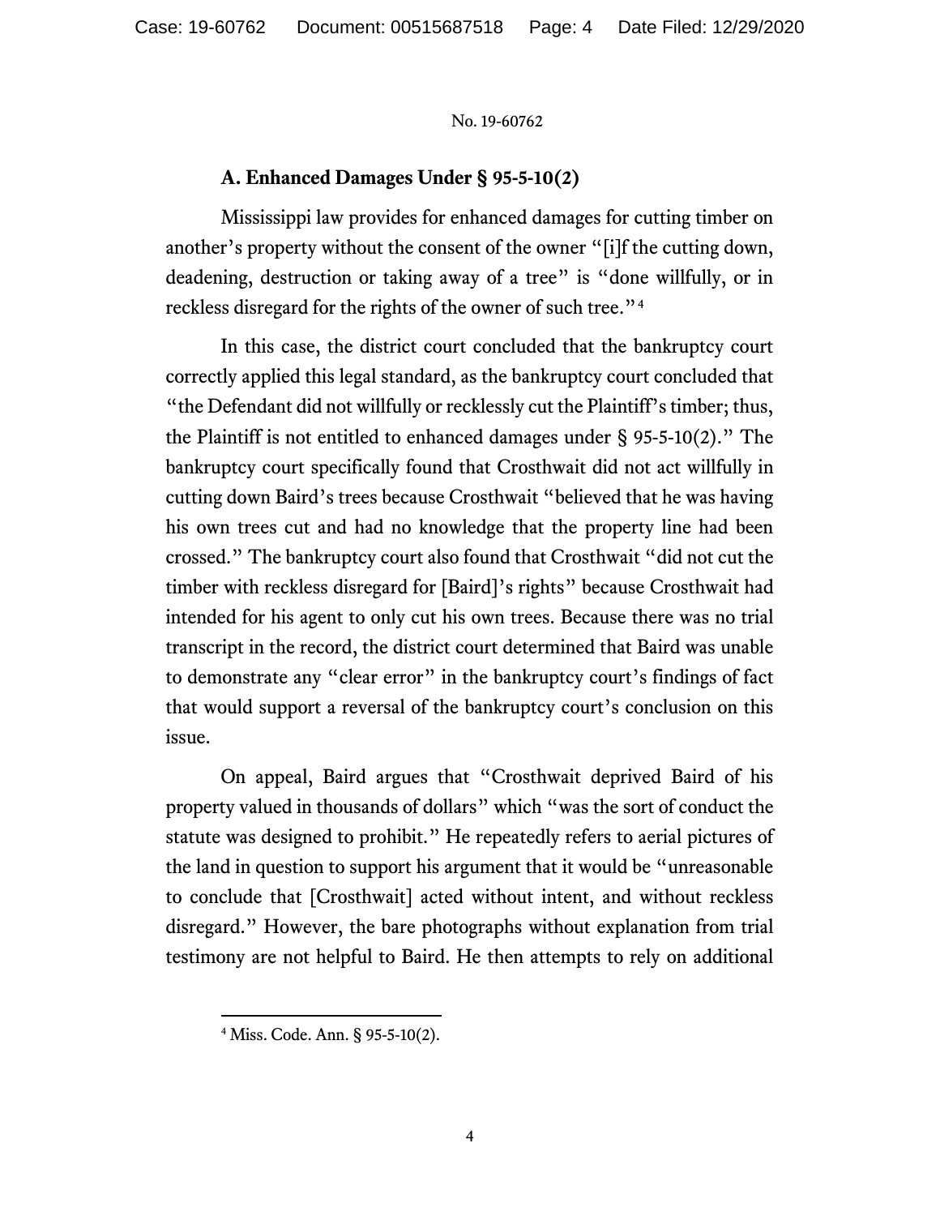### A. Enhanced Damages Under § 95-5-10(2)

Mississippi law provides for enhanced damages for cutting timber on another's property without the consent of the owner "[i]f the cutting down, deadening, destruction or taking away of a tree" is "done willfully, or in reckless disregard for the rights of the owner of such tree."[4]

In this case, the district court concluded that the bankruptcy court correctly applied this legal standard, as the bankruptcy court concluded that "the Defendant did not willfully or recklessly cut the Plaintiff's timber; thus, the Plaintiff is not entitled to enhanced damages under § 95-5-10(2)." The bankruptcy court specifically found that Crosthwait did not act willfully in cutting down Baird's trees because Crosthwait "believed that he was having his own trees cut and had no knowledge that the property line had been crossed." The bankruptcy court also found that Crosthwait "did not cut the timber with reckless disregard for [Baird]'s rights" because Crosthwait had intended for his agent to only cut his own trees. Because there was no trial transcript in the record, the district court determined that Baird was unable to demonstrate any "clear error" in the bankruptcy court's findings of fact that would support a reversal of the bankruptcy court's conclusion on this issue.

On appeal, Baird argues that "Crosthwait deprived Baird of his property valued in thousands of dollars" which "was the sort of conduct the statute was designed to prohibit." He repeatedly refers to aerial pictures of the land in question to support his argument that it would be "unreasonable to conclude that [Crosthwait] acted without intent, and without reckless disregard." However, the bare photographs without explanation from trial testimony are not helpful to Baird. He then attempts to rely on additional

---

[4] Miss. Code. Ann. § 95-5-10(2).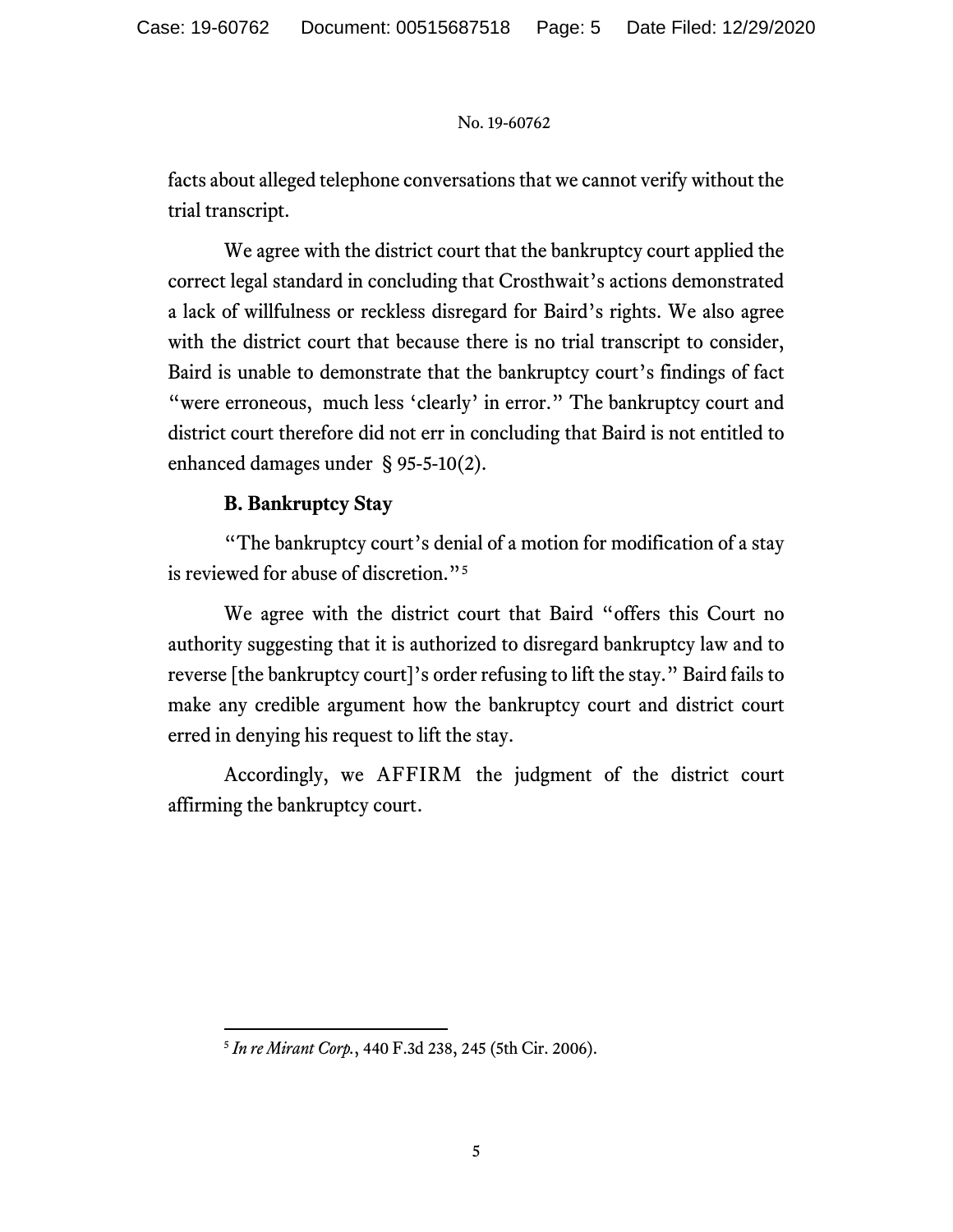facts about alleged telephone conversations that we cannot verify without the trial transcript.

We agree with the district court that the bankruptcy court applied the correct legal standard in concluding that Crosthwait's actions demonstrated a lack of willfulness or reckless disregard for Baird's rights. We also agree with the district court that because there is no trial transcript to consider, Baird is unable to demonstrate that the bankruptcy court's findings of fact "were erroneous, much less 'clearly' in error." The bankruptcy court and district court therefore did not err in concluding that Baird is not entitled to enhanced damages under § 95-5-10(2).

### B. Bankruptcy Stay

"The bankruptcy court's denial of a motion for modification of a stay is reviewed for abuse of discretion."[5]

We agree with the district court that Baird "offers this Court no authority suggesting that it is authorized to disregard bankruptcy law and to reverse [the bankruptcy court]'s order refusing to lift the stay." Baird fails to make any credible argument how the bankruptcy court and district court erred in denying his request to lift the stay.

Accordingly, we AFFIRM the judgment of the district court affirming the bankruptcy court.

---

[5] *In re Mirant Corp.*, 440 F.3d 238, 245 (5th Cir. 2006).